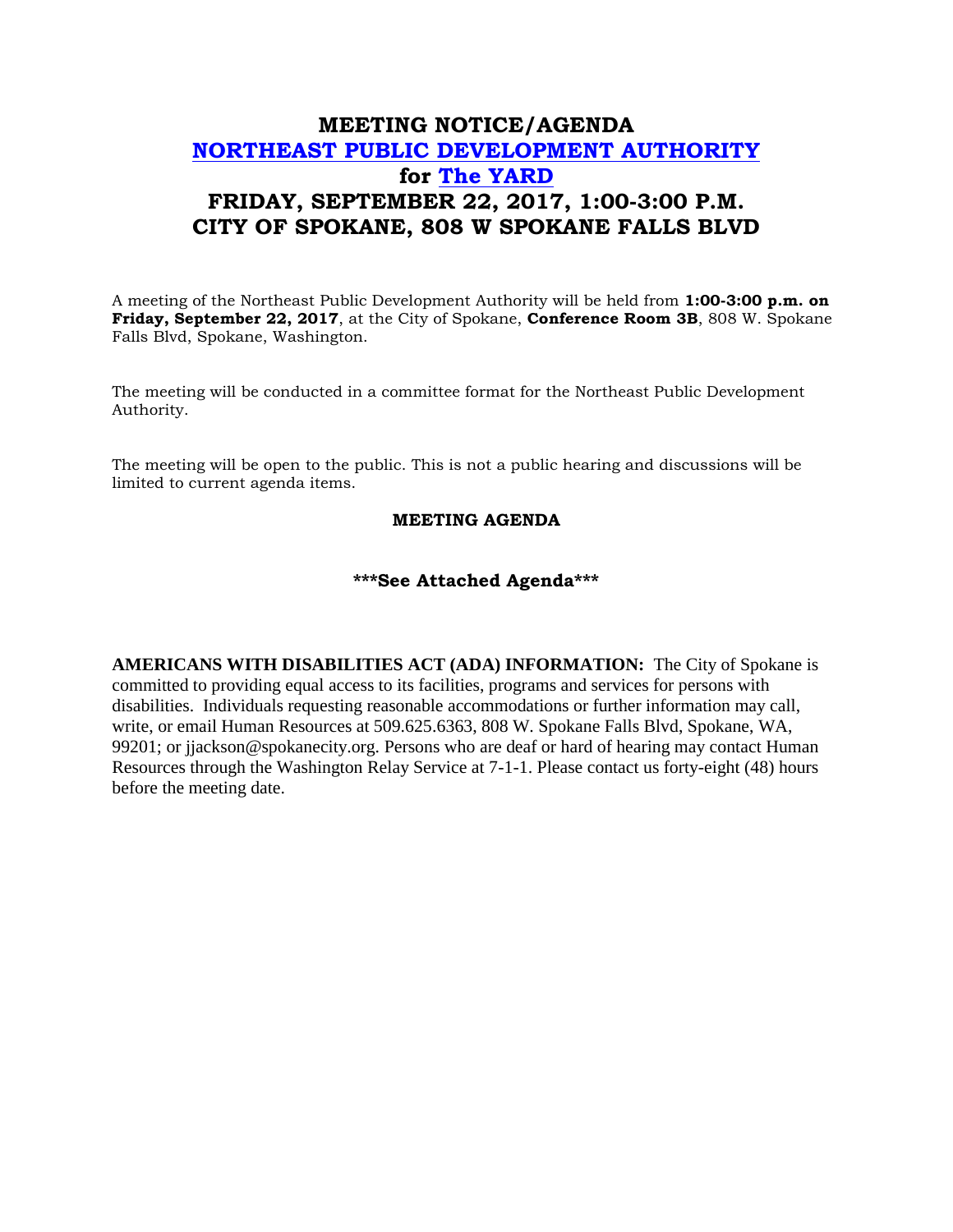# MEETING NOTICE/AGENDA

# NORTHEAST PUBLIC DEVELOPMENT AUTHORITY

# for The YARD

# FRIDAY, SEPTEMBER 22, 2017, 1:00-3:00 P.M.

# CITY OF SPOKANE, 808 W SPOKANE FALLS BLVD

A meeting of the Northeast Public Development Authority will be held from **1:00-3:00 p.m. on Friday, September 22, 2017**, at the City of Spokane, **Conference Room 3B**, 808 W. Spokane Falls Blvd, Spokane, Washington.

The meeting will be conducted in a committee format for the Northeast Public Development Authority.

The meeting will be open to the public. This is not a public hearing and discussions will be limited to current agenda items.

**MEETING AGENDA**

**\*\*\*See Attached Agenda\*\*\***

**AMERICANS WITH DISABILITIES ACT (ADA) INFORMATION:** The City of Spokane is committed to providing equal access to its facilities, programs and services for persons with disabilities. Individuals requesting reasonable accommodations or further information may call, write, or email Human Resources at 509.625.6363, 808 W. Spokane Falls Blvd, Spokane, WA, 99201; or jjackson@spokanecity.org. Persons who are deaf or hard of hearing may contact Human Resources through the Washington Relay Service at 7-1-1. Please contact us forty-eight (48) hours before the meeting date.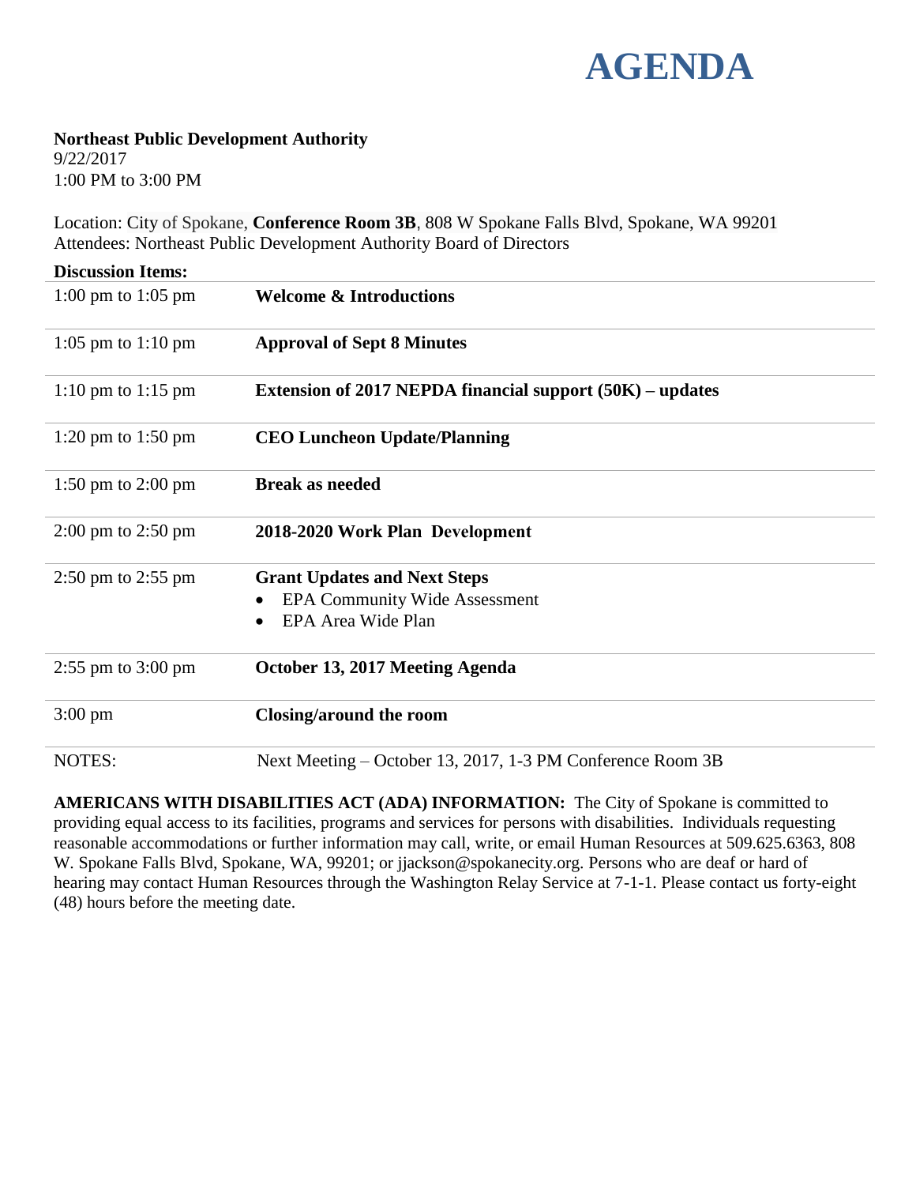# AGENDA

**Northeast Public Development Authority**
9/22/2017
1:00 PM to 3:00 PM

Location: City of Spokane, **Conference Room 3B**, 808 W Spokane Falls Blvd, Spokane, WA 99201
Attendees: Northeast Public Development Authority Board of Directors

**Discussion Items:**

| | |
|---|---|
| 1:00 pm to 1:05 pm | **Welcome & Introductions** |
| 1:05 pm to 1:10 pm | **Approval of Sept 8 Minutes** |
| 1:10 pm to 1:15 pm | **Extension of 2017 NEPDA financial support (50K) – updates** |
| 1:20 pm to 1:50 pm | **CEO Luncheon Update/Planning** |
| 1:50 pm to 2:00 pm | **Break as needed** |
| 2:00 pm to 2:50 pm | **2018-2020 Work Plan Development** |
| 2:50 pm to 2:55 pm | **Grant Updates and Next Steps**<br>• EPA Community Wide Assessment<br>• EPA Area Wide Plan |
| 2:55 pm to 3:00 pm | **October 13, 2017 Meeting Agenda** |
| 3:00 pm | **Closing/around the room** |
| NOTES: | Next Meeting – October 13, 2017, 1-3 PM Conference Room 3B |

**AMERICANS WITH DISABILITIES ACT (ADA) INFORMATION:** The City of Spokane is committed to providing equal access to its facilities, programs and services for persons with disabilities. Individuals requesting reasonable accommodations or further information may call, write, or email Human Resources at 509.625.6363, 808 W. Spokane Falls Blvd, Spokane, WA, 99201; or jjackson@spokanecity.org. Persons who are deaf or hard of hearing may contact Human Resources through the Washington Relay Service at 7-1-1. Please contact us forty-eight (48) hours before the meeting date.